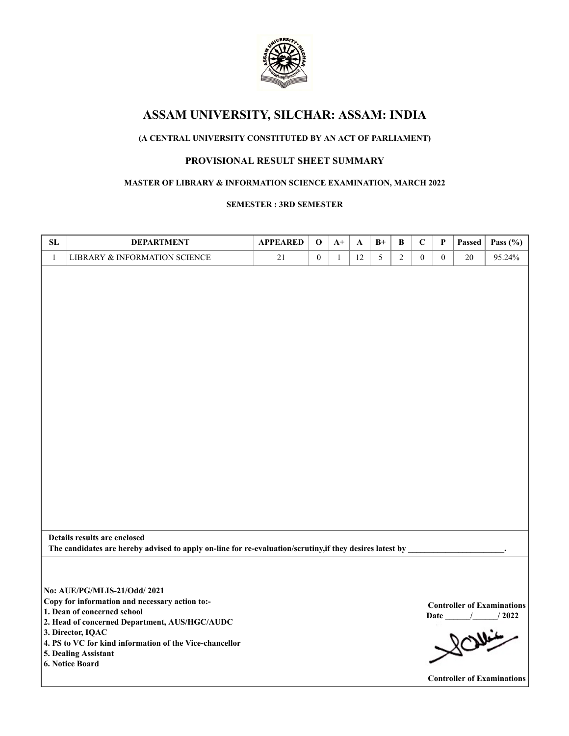# ASSAM UNIVERSITY, SILCHAR: ASSAM: INDIA

**(A CENTRAL UNIVERSITY CONSTITUTED BY AN ACT OF PARLIAMENT)**

## PROVISIONAL RESULT SHEET SUMMARY

**MASTER OF LIBRARY & INFORMATION SCIENCE EXAMINATION, MARCH 2022**

**SEMESTER : 3RD SEMESTER**

| SL | DEPARTMENT | APPEARED | O | A+ | A | B+ | B | C | P | Passed | Pass (%) |
|---|---|---|---|---|---|---|---|---|---|---|---|
| 1 | LIBRARY & INFORMATION SCIENCE | 21 | 0 | 1 | 12 | 5 | 2 | 0 | 0 | 20 | 95.24% |

**Details results are enclosed**

**The candidates are hereby advised to apply on-line for re-evaluation/scrutiny,if they desires latest by \_\_\_\_\_\_\_\_\_\_\_\_\_\_\_\_\_\_\_\_\_\_\_.**

**No: AUE/PG/MLIS-21/Odd/ 2021**

**Copy for information and necessary action to:-**

1. **Dean of concerned school**
2. **Head of concerned Department, AUS/HGC/AUDC**
3. **Director, IQAC**
4. **PS to VC for kind information of the Vice-chancellor**
5. **Dealing Assistant**
6. **Notice Board**

**Controller of Examinations**

**Date \_\_\_\_\_\_/\_\_\_\_\_\_/ 2022**

**Controller of Examinations**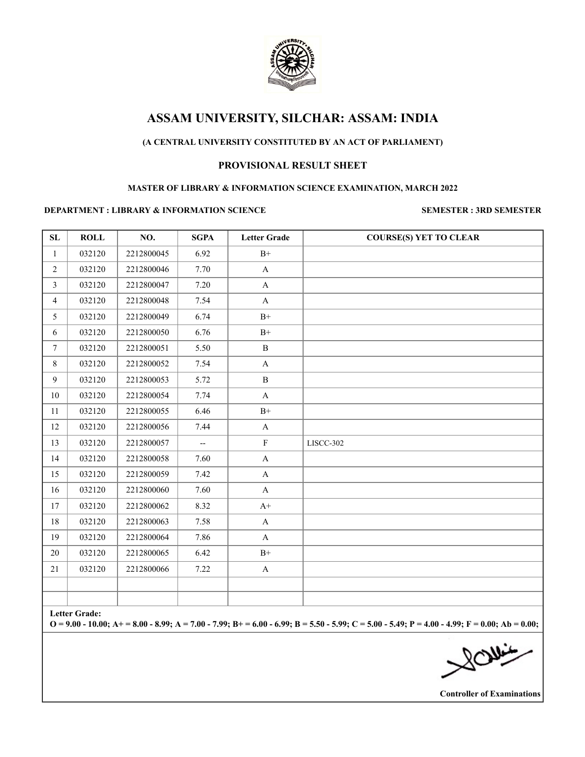# ASSAM UNIVERSITY, SILCHAR: ASSAM: INDIA

**(A CENTRAL UNIVERSITY CONSTITUTED BY AN ACT OF PARLIAMENT)**

## PROVISIONAL RESULT SHEET

**MASTER OF LIBRARY & INFORMATION SCIENCE EXAMINATION, MARCH 2022**

**DEPARTMENT : LIBRARY & INFORMATION SCIENCE** **SEMESTER : 3RD SEMESTER**

| SL | ROLL | NO. | SGPA | Letter Grade | COURSE(S) YET TO CLEAR |
|---|---|---|---|---|---|
| 1 | 032120 | 2212800045 | 6.92 | B+ | |
| 2 | 032120 | 2212800046 | 7.70 | A | |
| 3 | 032120 | 2212800047 | 7.20 | A | |
| 4 | 032120 | 2212800048 | 7.54 | A | |
| 5 | 032120 | 2212800049 | 6.74 | B+ | |
| 6 | 032120 | 2212800050 | 6.76 | B+ | |
| 7 | 032120 | 2212800051 | 5.50 | B | |
| 8 | 032120 | 2212800052 | 7.54 | A | |
| 9 | 032120 | 2212800053 | 5.72 | B | |
| 10 | 032120 | 2212800054 | 7.74 | A | |
| 11 | 032120 | 2212800055 | 6.46 | B+ | |
| 12 | 032120 | 2212800056 | 7.44 | A | |
| 13 | 032120 | 2212800057 | -- | F | LISCC-302 |
| 14 | 032120 | 2212800058 | 7.60 | A | |
| 15 | 032120 | 2212800059 | 7.42 | A | |
| 16 | 032120 | 2212800060 | 7.60 | A | |
| 17 | 032120 | 2212800062 | 8.32 | A+ | |
| 18 | 032120 | 2212800063 | 7.58 | A | |
| 19 | 032120 | 2212800064 | 7.86 | A | |
| 20 | 032120 | 2212800065 | 6.42 | B+ | |
| 21 | 032120 | 2212800066 | 7.22 | A | |
| | | | | | |
| | | | | | |

**Letter Grade:**
**O = 9.00 - 10.00; A+ = 8.00 - 8.99; A = 7.00 - 7.99; B+ = 6.00 - 6.99; B = 5.50 - 5.99; C = 5.00 - 5.49; P = 4.00 - 4.99; F = 0.00; Ab = 0.00;**

**Controller of Examinations**